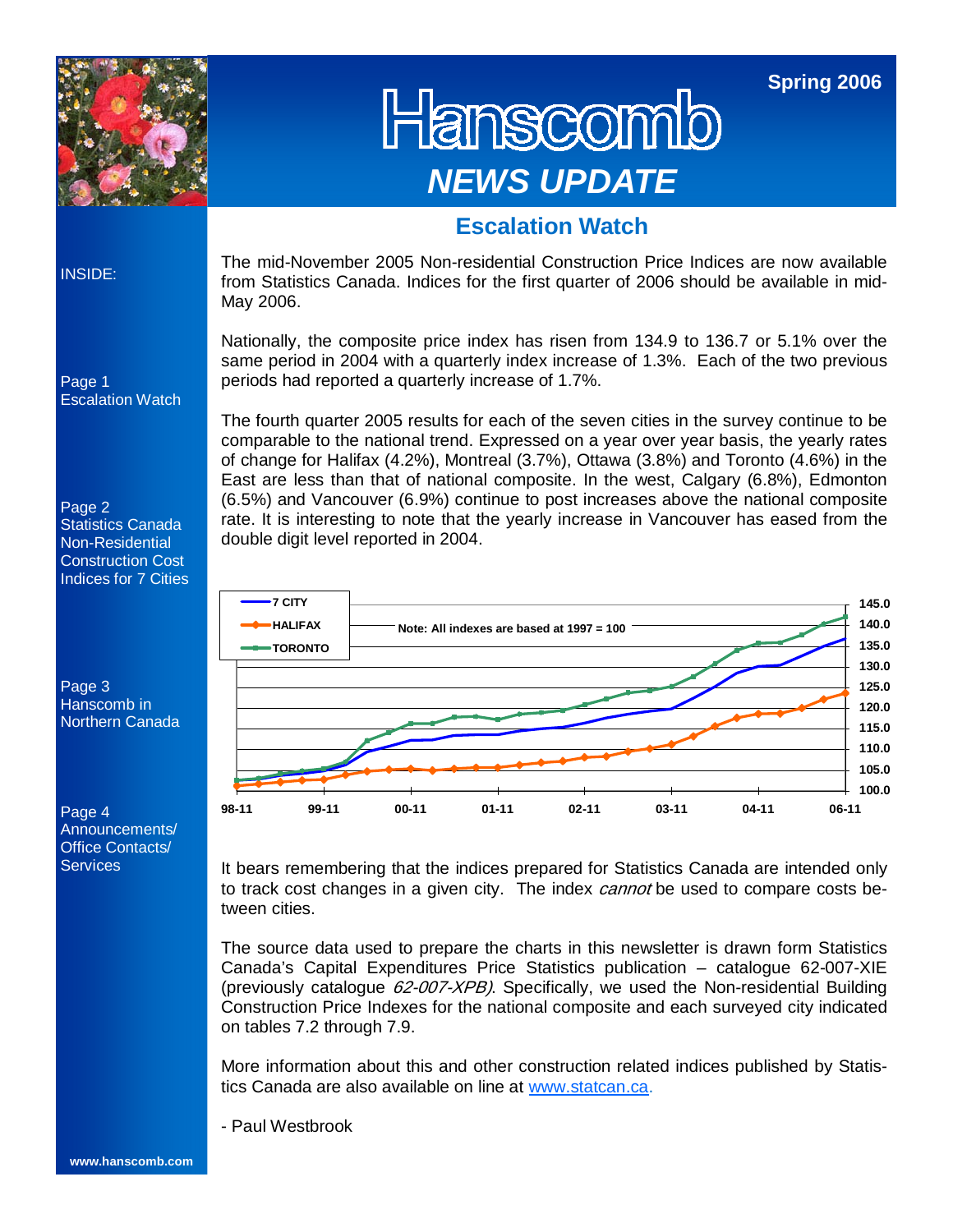Spring 2006

# Hanscomb

## NEWS UPDATE

INSIDE:

Page 1
Escalation Watch

Page 2
Statistics Canada Non-Residential Construction Cost Indices for 7 Cities

Page 3
Hanscomb in Northern Canada

Page 4
Announcements/ Office Contacts/ Services

## Escalation Watch

The mid-November 2005 Non-residential Construction Price Indices are now available from Statistics Canada. Indices for the first quarter of 2006 should be available in mid-May 2006.

Nationally, the composite price index has risen from 134.9 to 136.7 or 5.1% over the same period in 2004 with a quarterly index increase of 1.3%. Each of the two previous periods had reported a quarterly increase of 1.7%.

The fourth quarter 2005 results for each of the seven cities in the survey continue to be comparable to the national trend. Expressed on a year over year basis, the yearly rates of change for Halifax (4.2%), Montreal (3.7%), Ottawa (3.8%) and Toronto (4.6%) in the East are less than that of national composite. In the west, Calgary (6.8%), Edmonton (6.5%) and Vancouver (6.9%) continue to post increases above the national composite rate. It is interesting to note that the yearly increase in Vancouver has eased from the double digit level reported in 2004.

7 CITY
HALIFAX
TORONTO

Note: All indexes are based at 1997 = 100

It bears remembering that the indices prepared for Statistics Canada are intended only to track cost changes in a given city. The index *cannot* be used to compare costs between cities.

The source data used to prepare the charts in this newsletter is drawn form Statistics Canada's Capital Expenditures Price Statistics publication – catalogue 62-007-XIE (previously catalogue *62-007-XPB)*. Specifically, we used the Non-residential Building Construction Price Indexes for the national composite and each surveyed city indicated on tables 7.2 through 7.9.

More information about this and other construction related indices published by Statistics Canada are also available on line at www.statcan.ca.

- Paul Westbrook

www.hanscomb.com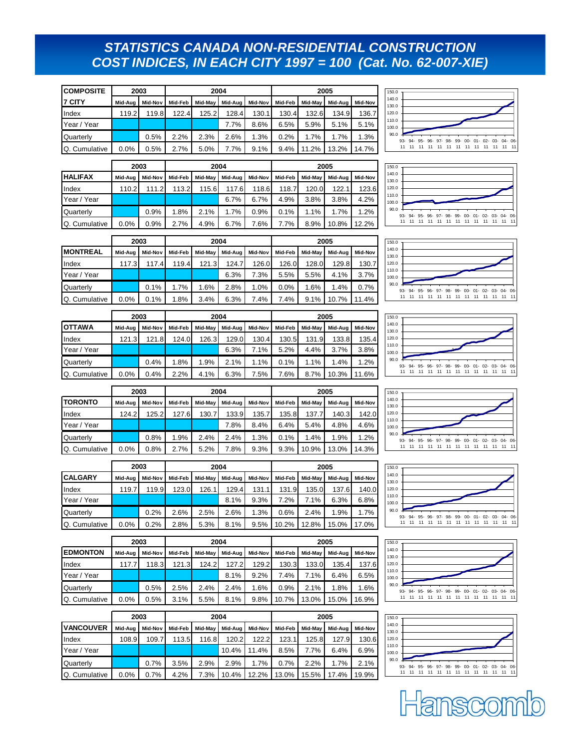# STATISTICS CANADA NON-RESIDENTIAL CONSTRUCTION COST INDICES, IN EACH CITY 1997 = 100 (Cat. No. 62-007-XIE)

| COMPOSITE | 2003 | | 2004 | | | | 2005 | | | |
|---|---|---|---|---|---|---|---|---|---|---|
| 7 CITY | Mid-Aug | Mid-Nov | Mid-Feb | Mid-May | Mid-Aug | Mid-Nov | Mid-Feb | Mid-May | Mid-Aug | Mid-Nov |
| Index | 119.2 | 119.8 | 122.4 | 125.2 | 128.4 | 130.1 | 130.4 | 132.6 | 134.9 | 136.7 |
| Year / Year | | | | | 7.7% | 8.6% | 6.5% | 5.9% | 5.1% | 5.1% |
| Quarterly | | 0.5% | 2.2% | 2.3% | 2.6% | 1.3% | 0.2% | 1.7% | 1.7% | 1.3% |
| Q. Cumulative | 0.0% | 0.5% | 2.7% | 5.0% | 7.7% | 9.1% | 9.4% | 11.2% | 13.2% | 14.7% |

| HALIFAX | 2003 | | 2004 | | | | 2005 | | | |
|---|---|---|---|---|---|---|---|---|---|---|
| | Mid-Aug | Mid-Nov | Mid-Feb | Mid-May | Mid-Aug | Mid-Nov | Mid-Feb | Mid-May | Mid-Aug | Mid-Nov |
| Index | 110.2 | 111.2 | 113.2 | 115.6 | 117.6 | 118.6 | 118.7 | 120.0 | 122.1 | 123.6 |
| Year / Year | | | | | 6.7% | 6.7% | 4.9% | 3.8% | 3.8% | 4.2% |
| Quarterly | | 0.9% | 1.8% | 2.1% | 1.7% | 0.9% | 0.1% | 1.1% | 1.7% | 1.2% |
| Q. Cumulative | 0.0% | 0.9% | 2.7% | 4.9% | 6.7% | 7.6% | 7.7% | 8.9% | 10.8% | 12.2% |

| MONTREAL | 2003 | | 2004 | | | | 2005 | | | |
|---|---|---|---|---|---|---|---|---|---|---|
| | Mid-Aug | Mid-Nov | Mid-Feb | Mid-May | Mid-Aug | Mid-Nov | Mid-Feb | Mid-May | Mid-Aug | Mid-Nov |
| Index | 117.3 | 117.4 | 119.4 | 121.3 | 124.7 | 126.0 | 126.0 | 128.0 | 129.8 | 130.7 |
| Year / Year | | | | | 6.3% | 7.3% | 5.5% | 5.5% | 4.1% | 3.7% |
| Quarterly | | 0.1% | 1.7% | 1.6% | 2.8% | 1.0% | 0.0% | 1.6% | 1.4% | 0.7% |
| Q. Cumulative | 0.0% | 0.1% | 1.8% | 3.4% | 6.3% | 7.4% | 7.4% | 9.1% | 10.7% | 11.4% |

| OTTAWA | 2003 | | 2004 | | | | 2005 | | | |
|---|---|---|---|---|---|---|---|---|---|---|
| | Mid-Aug | Mid-Nov | Mid-Feb | Mid-May | Mid-Aug | Mid-Nov | Mid-Feb | Mid-May | Mid-Aug | Mid-Nov |
| Index | 121.3 | 121.8 | 124.0 | 126.3 | 129.0 | 130.4 | 130.5 | 131.9 | 133.8 | 135.4 |
| Year / Year | | | | | 6.3% | 7.1% | 5.2% | 4.4% | 3.7% | 3.8% |
| Quarterly | | 0.4% | 1.8% | 1.9% | 2.1% | 1.1% | 0.1% | 1.1% | 1.4% | 1.2% |
| Q. Cumulative | 0.0% | 0.4% | 2.2% | 4.1% | 6.3% | 7.5% | 7.6% | 8.7% | 10.3% | 11.6% |

| TORONTO | 2003 | | 2004 | | | | 2005 | | | |
|---|---|---|---|---|---|---|---|---|---|---|
| | Mid-Aug | Mid-Nov | Mid-Feb | Mid-May | Mid-Aug | Mid-Nov | Mid-Feb | Mid-May | Mid-Aug | Mid-Nov |
| Index | 124.2 | 125.2 | 127.6 | 130.7 | 133.9 | 135.7 | 135.8 | 137.7 | 140.3 | 142.0 |
| Year / Year | | | | | 7.8% | 8.4% | 6.4% | 5.4% | 4.8% | 4.6% |
| Quarterly | | 0.8% | 1.9% | 2.4% | 2.4% | 1.3% | 0.1% | 1.4% | 1.9% | 1.2% |
| Q. Cumulative | 0.0% | 0.8% | 2.7% | 5.2% | 7.8% | 9.3% | 9.3% | 10.9% | 13.0% | 14.3% |

| CALGARY | 2003 | | 2004 | | | | 2005 | | | |
|---|---|---|---|---|---|---|---|---|---|---|
| | Mid-Aug | Mid-Nov | Mid-Feb | Mid-May | Mid-Aug | Mid-Nov | Mid-Feb | Mid-May | Mid-Aug | Mid-Nov |
| Index | 119.7 | 119.9 | 123.0 | 126.1 | 129.4 | 131.1 | 131.9 | 135.0 | 137.6 | 140.0 |
| Year / Year | | | | | 8.1% | 9.3% | 7.2% | 7.1% | 6.3% | 6.8% |
| Quarterly | | 0.2% | 2.6% | 2.5% | 2.6% | 1.3% | 0.6% | 2.4% | 1.9% | 1.7% |
| Q. Cumulative | 0.0% | 0.2% | 2.8% | 5.3% | 8.1% | 9.5% | 10.2% | 12.8% | 15.0% | 17.0% |

| EDMONTON | 2003 | | 2004 | | | | 2005 | | | |
|---|---|---|---|---|---|---|---|---|---|---|
| | Mid-Aug | Mid-Nov | Mid-Feb | Mid-May | Mid-Aug | Mid-Nov | Mid-Feb | Mid-May | Mid-Aug | Mid-Nov |
| Index | 117.7 | 118.3 | 121.3 | 124.2 | 127.2 | 129.2 | 130.3 | 133.0 | 135.4 | 137.6 |
| Year / Year | | | | | 8.1% | 9.2% | 7.4% | 7.1% | 6.4% | 6.5% |
| Quarterly | | 0.5% | 2.5% | 2.4% | 2.4% | 1.6% | 0.9% | 2.1% | 1.8% | 1.6% |
| Q. Cumulative | 0.0% | 0.5% | 3.1% | 5.5% | 8.1% | 9.8% | 10.7% | 13.0% | 15.0% | 16.9% |

| VANCOUVER | 2003 | | 2004 | | | | 2005 | | | |
|---|---|---|---|---|---|---|---|---|---|---|
| | Mid-Aug | Mid-Nov | Mid-Feb | Mid-May | Mid-Aug | Mid-Nov | Mid-Feb | Mid-May | Mid-Aug | Mid-Nov |
| Index | 108.9 | 109.7 | 113.5 | 116.8 | 120.2 | 122.2 | 123.1 | 125.8 | 127.9 | 130.6 |
| Year / Year | | | | | 10.4% | 11.4% | 8.5% | 7.7% | 6.4% | 6.9% |
| Quarterly | | 0.7% | 3.5% | 2.9% | 2.9% | 1.7% | 0.7% | 2.2% | 1.7% | 2.1% |
| Q. Cumulative | 0.0% | 0.7% | 4.2% | 7.3% | 10.4% | 12.2% | 13.0% | 15.5% | 17.4% | 19.9% |

Hanscomb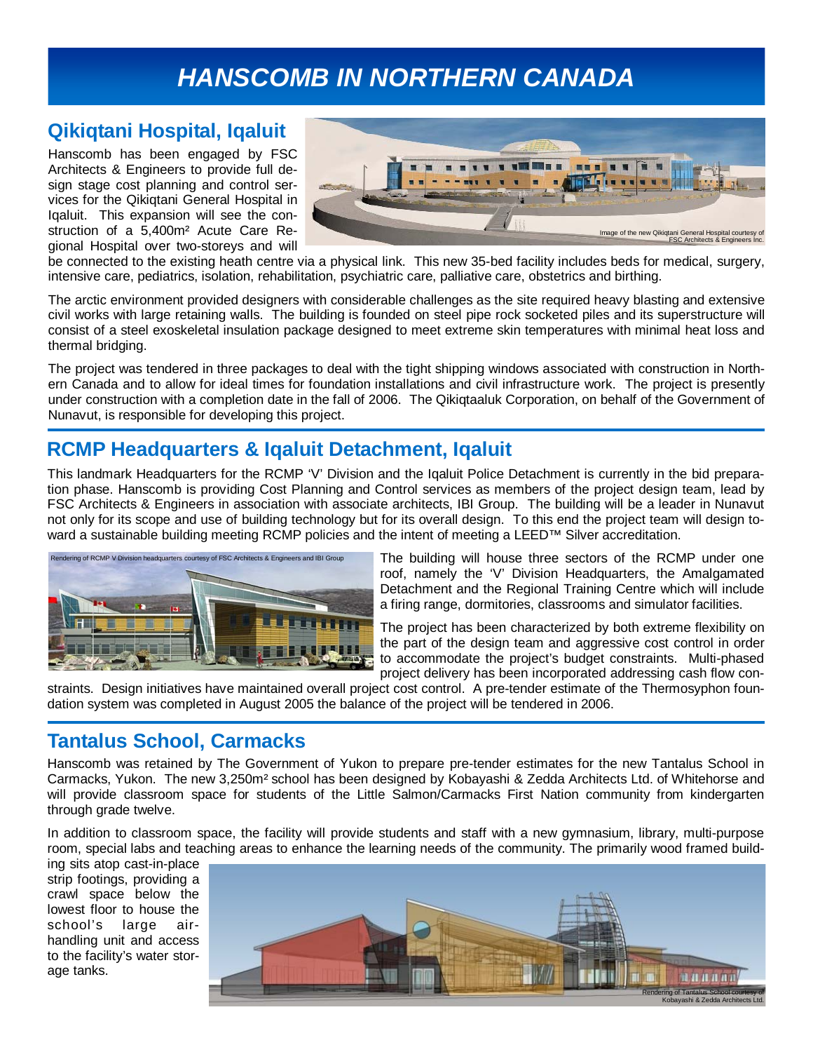# HANSCOMB IN NORTHERN CANADA

## Qikiqtani Hospital, Iqaluit

Hanscomb has been engaged by FSC Architects & Engineers to provide full design stage cost planning and control services for the Qikiqtani General Hospital in Iqaluit. This expansion will see the construction of a 5,400m² Acute Care Regional Hospital over two-storeys and will be connected to the existing heath centre via a physical link. This new 35-bed facility includes beds for medical, surgery, intensive care, pediatrics, isolation, rehabilitation, psychiatric care, palliative care, obstetrics and birthing.

Image of the new Qikiqtani General Hospital courtesy of FSC Architects & Engineers Inc.

The arctic environment provided designers with considerable challenges as the site required heavy blasting and extensive civil works with large retaining walls. The building is founded on steel pipe rock socketed piles and its superstructure will consist of a steel exoskeletal insulation package designed to meet extreme skin temperatures with minimal heat loss and thermal bridging.

The project was tendered in three packages to deal with the tight shipping windows associated with construction in Northern Canada and to allow for ideal times for foundation installations and civil infrastructure work. The project is presently under construction with a completion date in the fall of 2006. The Qikiqtaaluk Corporation, on behalf of the Government of Nunavut, is responsible for developing this project.

## RCMP Headquarters & Iqaluit Detachment, Iqaluit

This landmark Headquarters for the RCMP 'V' Division and the Iqaluit Police Detachment is currently in the bid preparation phase. Hanscomb is providing Cost Planning and Control services as members of the project design team, lead by FSC Architects & Engineers in association with associate architects, IBI Group. The building will be a leader in Nunavut not only for its scope and use of building technology but for its overall design. To this end the project team will design toward a sustainable building meeting RCMP policies and the intent of meeting a LEED™ Silver accreditation.

Rendering of RCMP V Division headquarters courtesy of FSC Architects & Engineers and IBI Group

The building will house three sectors of the RCMP under one roof, namely the 'V' Division Headquarters, the Amalgamated Detachment and the Regional Training Centre which will include a firing range, dormitories, classrooms and simulator facilities.

The project has been characterized by both extreme flexibility on the part of the design team and aggressive cost control in order to accommodate the project's budget constraints. Multi-phased project delivery has been incorporated addressing cash flow constraints. Design initiatives have maintained overall project cost control. A pre-tender estimate of the Thermosyphon foundation system was completed in August 2005 the balance of the project will be tendered in 2006.

## Tantalus School, Carmacks

Hanscomb was retained by The Government of Yukon to prepare pre-tender estimates for the new Tantalus School in Carmacks, Yukon. The new 3,250m² school has been designed by Kobayashi & Zedda Architects Ltd. of Whitehorse and will provide classroom space for students of the Little Salmon/Carmacks First Nation community from kindergarten through grade twelve.

In addition to classroom space, the facility will provide students and staff with a new gymnasium, library, multi-purpose room, special labs and teaching areas to enhance the learning needs of the community. The primarily wood framed building sits atop cast-in-place strip footings, providing a crawl space below the lowest floor to house the school's large air-handling unit and access to the facility's water storage tanks.

Rendering of Tantalus School courtesy of Kobayashi & Zedda Architects Ltd.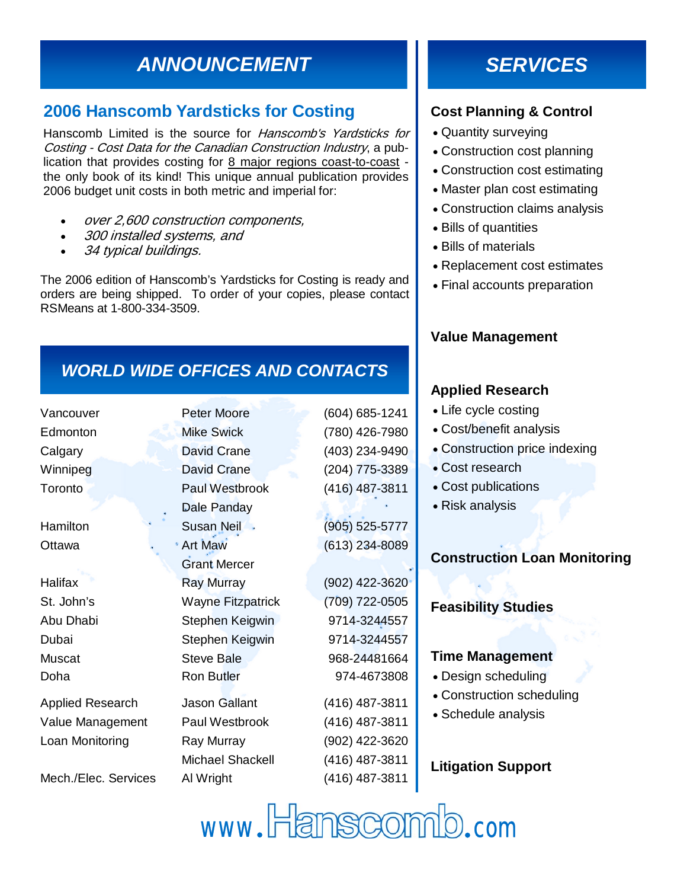# ANNOUNCEMENT

## 2006 Hanscomb Yardsticks for Costing

Hanscomb Limited is the source for *Hanscomb's Yardsticks for Costing - Cost Data for the Canadian Construction Industry*, a publication that provides costing for 8 major regions coast-to-coast - the only book of its kind! This unique annual publication provides 2006 budget unit costs in both metric and imperial for:

- *over 2,600 construction components,*
- *300 installed systems, and*
- *34 typical buildings.*

The 2006 edition of Hanscomb's Yardsticks for Costing is ready and orders are being shipped. To order of your copies, please contact RSMeans at 1-800-334-3509.

# WORLD WIDE OFFICES AND CONTACTS

| | | |
|---|---|---|
| Vancouver | Peter Moore | (604) 685-1241 |
| Edmonton | Mike Swick | (780) 426-7980 |
| Calgary | David Crane | (403) 234-9490 |
| Winnipeg | David Crane | (204) 775-3389 |
| Toronto | Paul Westbrook | (416) 487-3811 |
| | Dale Panday | |
| Hamilton | Susan Neil | (905) 525-5777 |
| Ottawa | Art Maw | (613) 234-8089 |
| | Grant Mercer | |
| Halifax | Ray Murray | (902) 422-3620 |
| St. John's | Wayne Fitzpatrick | (709) 722-0505 |
| Abu Dhabi | Stephen Keigwin | 9714-3244557 |
| Dubai | Stephen Keigwin | 9714-3244557 |
| Muscat | Steve Bale | 968-24481664 |
| Doha | Ron Butler | 974-4673808 |
| Applied Research | Jason Gallant | (416) 487-3811 |
| Value Management | Paul Westbrook | (416) 487-3811 |
| Loan Monitoring | Ray Murray | (902) 422-3620 |
| | Michael Shackell | (416) 487-3811 |
| Mech./Elec. Services | Al Wright | (416) 487-3811 |

# SERVICES

### Cost Planning & Control

- Quantity surveying
- Construction cost planning
- Construction cost estimating
- Master plan cost estimating
- Construction claims analysis
- Bills of quantities
- Bills of materials
- Replacement cost estimates
- Final accounts preparation

### Value Management

### Applied Research

- Life cycle costing
- Cost/benefit analysis
- Construction price indexing
- Cost research
- Cost publications
- Risk analysis

### Construction Loan Monitoring

### Feasibility Studies

### Time Management

- Design scheduling
- Construction scheduling
- Schedule analysis

### Litigation Support

www.Hanscomb.com